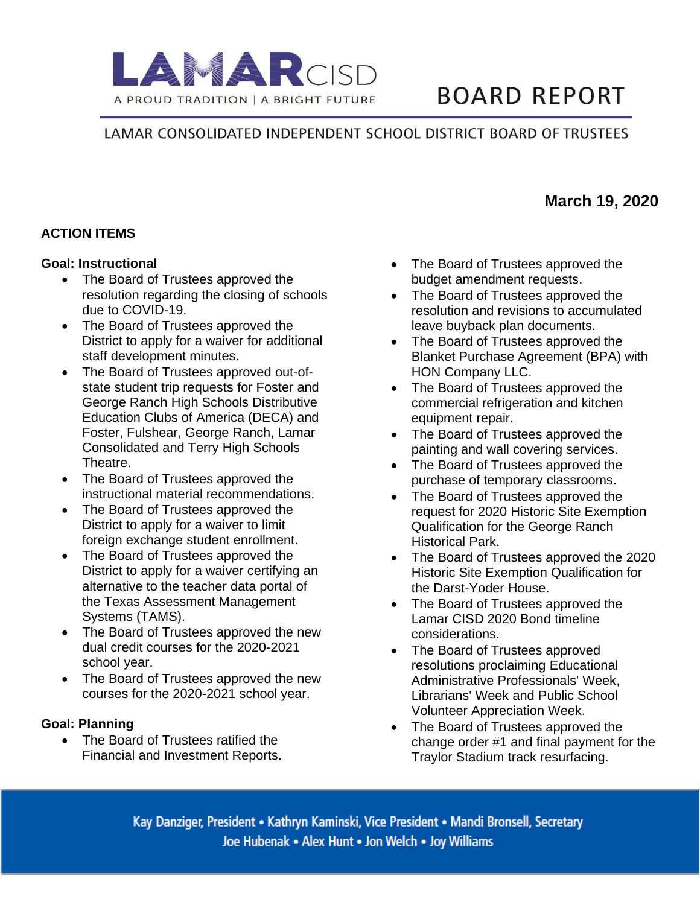LAMAR CISD

A PROUD TRADITION | A BRIGHT FUTURE

# BOARD REPORT

LAMAR CONSOLIDATED INDEPENDENT SCHOOL DISTRICT BOARD OF TRUSTEES

**March 19, 2020**

## ACTION ITEMS

### Goal: Instructional

- The Board of Trustees approved the resolution regarding the closing of schools due to COVID-19.
- The Board of Trustees approved the District to apply for a waiver for additional staff development minutes.
- The Board of Trustees approved out-of-state student trip requests for Foster and George Ranch High Schools Distributive Education Clubs of America (DECA) and Foster, Fulshear, George Ranch, Lamar Consolidated and Terry High Schools Theatre.
- The Board of Trustees approved the instructional material recommendations.
- The Board of Trustees approved the District to apply for a waiver to limit foreign exchange student enrollment.
- The Board of Trustees approved the District to apply for a waiver certifying an alternative to the teacher data portal of the Texas Assessment Management Systems (TAMS).
- The Board of Trustees approved the new dual credit courses for the 2020-2021 school year.
- The Board of Trustees approved the new courses for the 2020-2021 school year.

### Goal: Planning

- The Board of Trustees ratified the Financial and Investment Reports.
- The Board of Trustees approved the budget amendment requests.
- The Board of Trustees approved the resolution and revisions to accumulated leave buyback plan documents.
- The Board of Trustees approved the Blanket Purchase Agreement (BPA) with HON Company LLC.
- The Board of Trustees approved the commercial refrigeration and kitchen equipment repair.
- The Board of Trustees approved the painting and wall covering services.
- The Board of Trustees approved the purchase of temporary classrooms.
- The Board of Trustees approved the request for 2020 Historic Site Exemption Qualification for the George Ranch Historical Park.
- The Board of Trustees approved the 2020 Historic Site Exemption Qualification for the Darst-Yoder House.
- The Board of Trustees approved the Lamar CISD 2020 Bond timeline considerations.
- The Board of Trustees approved resolutions proclaiming Educational Administrative Professionals' Week, Librarians' Week and Public School Volunteer Appreciation Week.
- The Board of Trustees approved the change order #1 and final payment for the Traylor Stadium track resurfacing.

Kay Danziger, President • Kathryn Kaminski, Vice President • Mandi Bronsell, Secretary
Joe Hubenak • Alex Hunt • Jon Welch • Joy Williams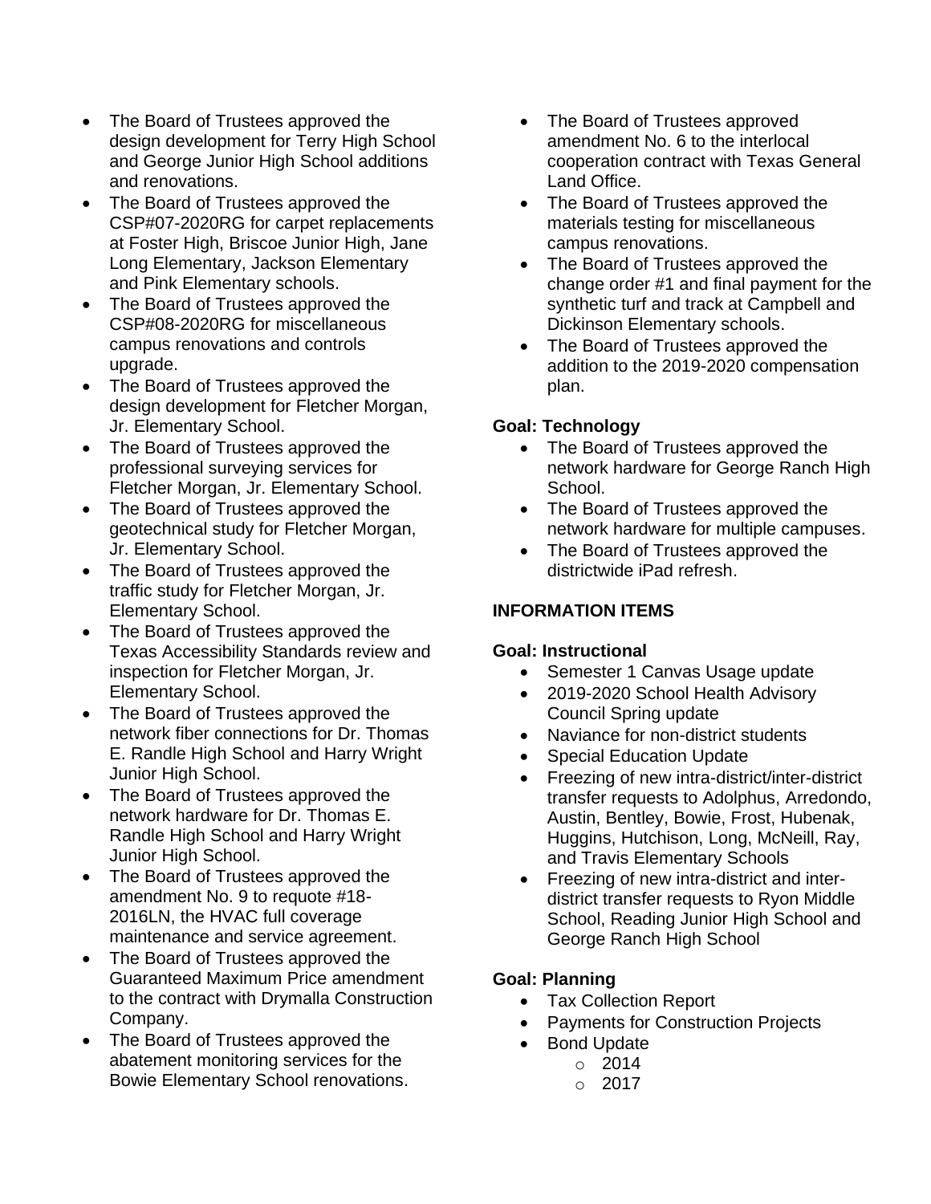- The Board of Trustees approved the design development for Terry High School and George Junior High School additions and renovations.
- The Board of Trustees approved the CSP#07-2020RG for carpet replacements at Foster High, Briscoe Junior High, Jane Long Elementary, Jackson Elementary and Pink Elementary schools.
- The Board of Trustees approved the CSP#08-2020RG for miscellaneous campus renovations and controls upgrade.
- The Board of Trustees approved the design development for Fletcher Morgan, Jr. Elementary School.
- The Board of Trustees approved the professional surveying services for Fletcher Morgan, Jr. Elementary School.
- The Board of Trustees approved the geotechnical study for Fletcher Morgan, Jr. Elementary School.
- The Board of Trustees approved the traffic study for Fletcher Morgan, Jr. Elementary School.
- The Board of Trustees approved the Texas Accessibility Standards review and inspection for Fletcher Morgan, Jr. Elementary School.
- The Board of Trustees approved the network fiber connections for Dr. Thomas E. Randle High School and Harry Wright Junior High School.
- The Board of Trustees approved the network hardware for Dr. Thomas E. Randle High School and Harry Wright Junior High School.
- The Board of Trustees approved the amendment No. 9 to requote #18-2016LN, the HVAC full coverage maintenance and service agreement.
- The Board of Trustees approved the Guaranteed Maximum Price amendment to the contract with Drymalla Construction Company.
- The Board of Trustees approved the abatement monitoring services for the Bowie Elementary School renovations.
- The Board of Trustees approved amendment No. 6 to the interlocal cooperation contract with Texas General Land Office.
- The Board of Trustees approved the materials testing for miscellaneous campus renovations.
- The Board of Trustees approved the change order #1 and final payment for the synthetic turf and track at Campbell and Dickinson Elementary schools.
- The Board of Trustees approved the addition to the 2019-2020 compensation plan.

**Goal: Technology**

- The Board of Trustees approved the network hardware for George Ranch High School.
- The Board of Trustees approved the network hardware for multiple campuses.
- The Board of Trustees approved the districtwide iPad refresh.

**INFORMATION ITEMS**

**Goal: Instructional**

- Semester 1 Canvas Usage update
- 2019-2020 School Health Advisory Council Spring update
- Naviance for non-district students
- Special Education Update
- Freezing of new intra-district/inter-district transfer requests to Adolphus, Arredondo, Austin, Bentley, Bowie, Frost, Hubenak, Huggins, Hutchison, Long, McNeill, Ray, and Travis Elementary Schools
- Freezing of new intra-district and inter-district transfer requests to Ryon Middle School, Reading Junior High School and George Ranch High School

**Goal: Planning**

- Tax Collection Report
- Payments for Construction Projects
- Bond Update
  - 2014
  - 2017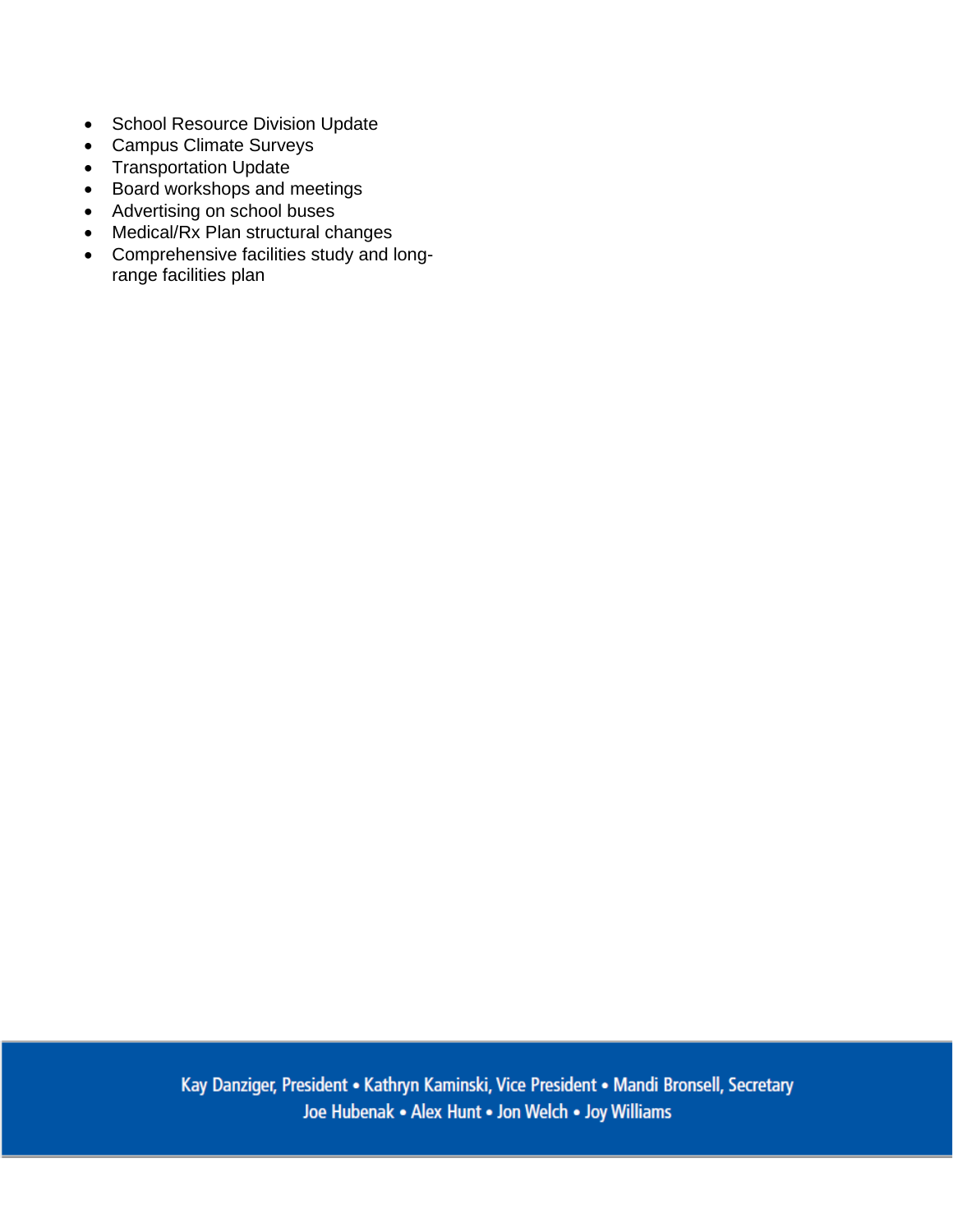- School Resource Division Update
- Campus Climate Surveys
- Transportation Update
- Board workshops and meetings
- Advertising on school buses
- Medical/Rx Plan structural changes
- Comprehensive facilities study and long-range facilities plan